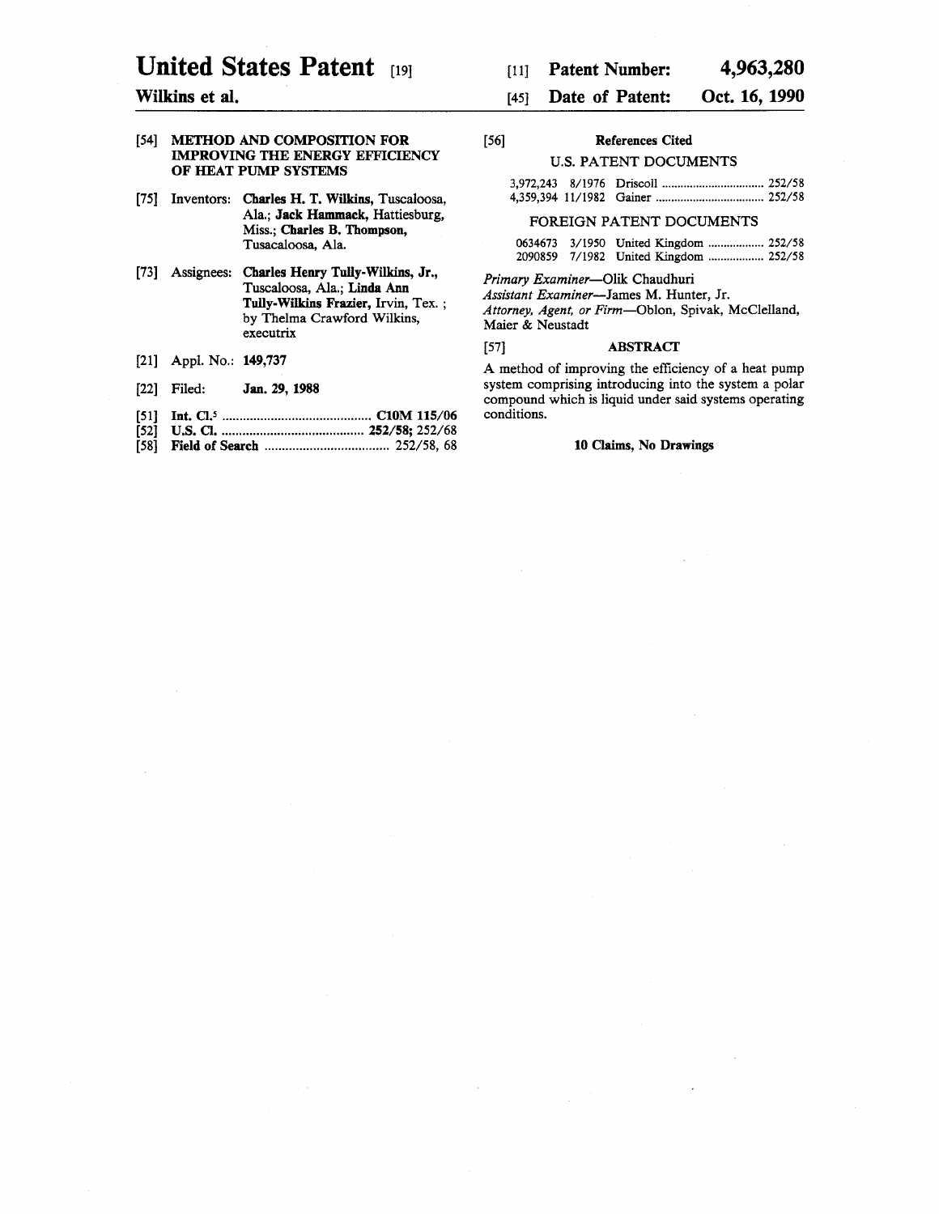# United States Patent [19]

**Wilkins et al.**

[11] **Patent Number: 4,963,280**

[45] **Date of Patent: Oct. 16, 1990**

[54] **METHOD AND COMPOSITION FOR IMPROVING THE ENERGY EFFICIENCY OF HEAT PUMP SYSTEMS**

[75] Inventors: **Charles H. T. Wilkins**, Tuscaloosa, Ala.; **Jack Hammack**, Hattiesburg, Miss.; **Charles B. Thompson**, Tusacaloosa, Ala.

[73] Assignees: **Charles Henry Tully-Wilkins, Jr.**, Tuscaloosa, Ala.; **Linda Ann Tully-Wilkins Frazier**, Irvin, Tex. ; by Thelma Crawford Wilkins, executrix

[21] Appl. No.: **149,737**

[22] Filed: **Jan. 29, 1988**

[51] **Int. Cl.**[5] .......................................... **C10M 115/06**

[52] **U.S. Cl.** ........................................ **252/58**; 252/68

[58] **Field of Search** ................................... 252/58, 68

[56] **References Cited**

U.S. PATENT DOCUMENTS

| | | | |
|---|---|---|---|
| 3,972,243 | 8/1976 | Driscoll | 252/58 |
| 4,359,394 | 11/1982 | Gainer | 252/58 |

FOREIGN PATENT DOCUMENTS

| | | | |
|---|---|---|---|
| 0634673 | 3/1950 | United Kingdom | 252/58 |
| 2090859 | 7/1982 | United Kingdom | 252/58 |

*Primary Examiner*—Olik Chaudhuri
*Assistant Examiner*—James M. Hunter, Jr.
*Attorney, Agent, or Firm*—Oblon, Spivak, McClelland, Maier & Neustadt

[57] **ABSTRACT**

A method of improving the efficiency of a heat pump system comprising introducing into the system a polar compound which is liquid under said systems operating conditions.

**10 Claims, No Drawings**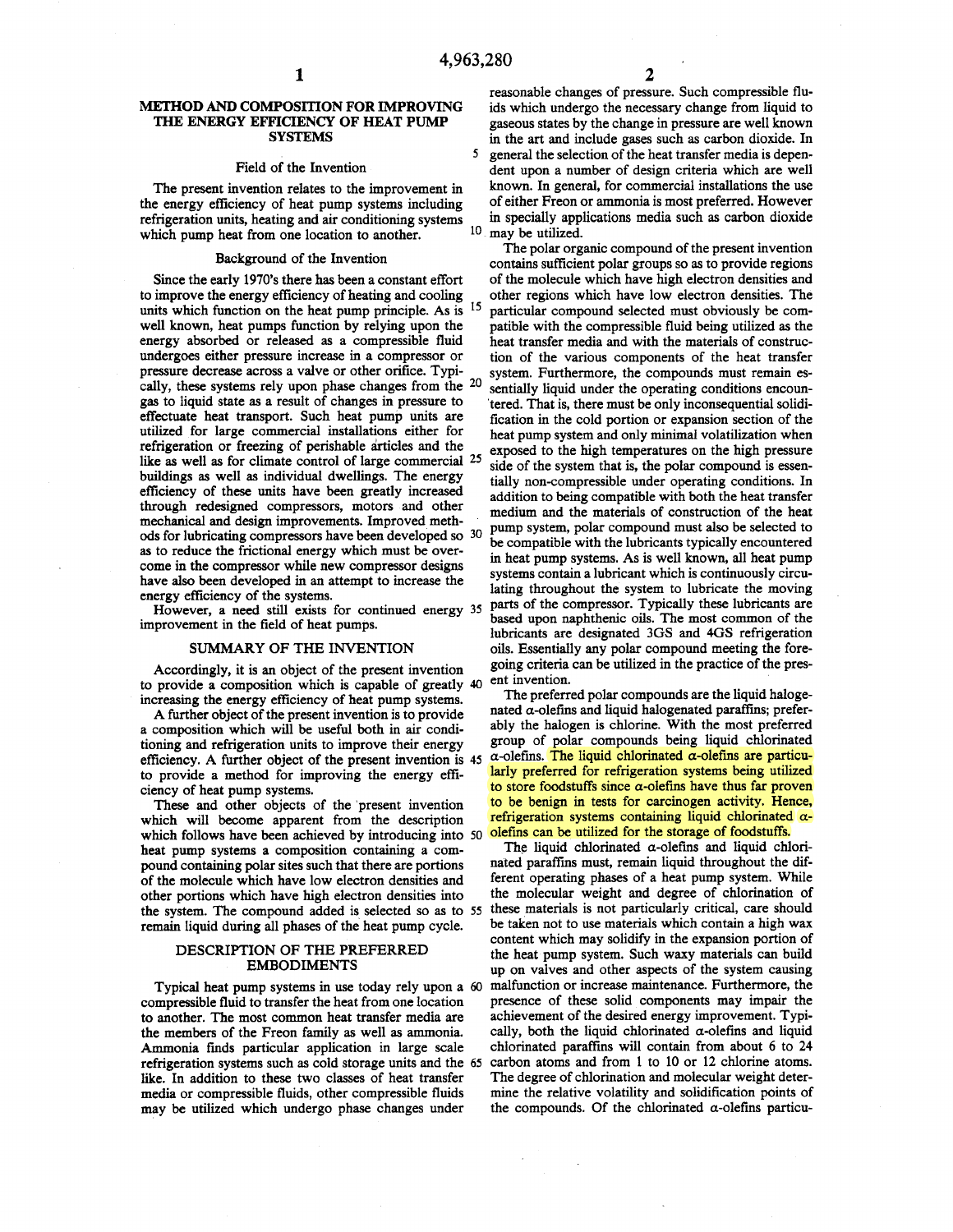# METHOD AND COMPOSITION FOR IMPROVING THE ENERGY EFFICIENCY OF HEAT PUMP SYSTEMS

## Field of the Invention

The present invention relates to the improvement in the energy efficiency of heat pump systems including refrigeration units, heating and air conditioning systems which pump heat from one location to another.

## Background of the Invention

Since the early 1970's there has been a constant effort to improve the energy efficiency of heating and cooling units which function on the heat pump principle. As is well known, heat pumps function by relying upon the energy absorbed or released as a compressible fluid undergoes either pressure increase in a compressor or pressure decrease across a valve or other orifice. Typically, these systems rely upon phase changes from the gas to liquid state as a result of changes in pressure to effectuate heat transport. Such heat pump units are utilized for large commercial installations either for refrigeration or freezing of perishable articles and the like as well as for climate control of large commercial buildings as well as individual dwellings. The energy efficiency of these units have been greatly increased through redesigned compressors, motors and other mechanical and design improvements. Improved methods for lubricating compressors have been developed so as to reduce the frictional energy which must be overcome in the compressor while new compressor designs have also been developed in an attempt to increase the energy efficiency of the systems.

However, a need still exists for continued energy improvement in the field of heat pumps.

## SUMMARY OF THE INVENTION

Accordingly, it is an object of the present invention to provide a composition which is capable of greatly increasing the energy efficiency of heat pump systems.

A further object of the present invention is to provide a composition which will be useful both in air conditioning and refrigeration units to improve their energy efficiency. A further object of the present invention is to provide a method for improving the energy efficiency of heat pump systems.

These and other objects of the present invention which will become apparent from the description which follows have been achieved by introducing into heat pump systems a composition containing a compound containing polar sites such that there are portions of the molecule which have low electron densities and other portions which have high electron densities into the system. The compound added is selected so as to remain liquid during all phases of the heat pump cycle.

## DESCRIPTION OF THE PREFERRED EMBODIMENTS

Typical heat pump systems in use today rely upon a compressible fluid to transfer the heat from one location to another. The most common heat transfer media are the members of the Freon family as well as ammonia. Ammonia finds particular application in large scale refrigeration systems such as cold storage units and the like. In addition to these two classes of heat transfer media or compressible fluids, other compressible fluids may be utilized which undergo phase changes under reasonable changes of pressure. Such compressible fluids which undergo the necessary change from liquid to gaseous states by the change in pressure are well known in the art and include gases such as carbon dioxide. In general the selection of the heat transfer media is dependent upon a number of design criteria which are well known. In general, for commercial installations the use of either Freon or ammonia is most preferred. However in specially applications media such as carbon dioxide may be utilized.

The polar organic compound of the present invention contains sufficient polar groups so as to provide regions of the molecule which have high electron densities and other regions which have low electron densities. The particular compound selected must obviously be compatible with the compressible fluid being utilized as the heat transfer media and with the materials of construction of the various components of the heat transfer system. Furthermore, the compounds must remain essentially liquid under the operating conditions encountered. That is, there must be only inconsequential solidification in the cold portion or expansion section of the heat pump system and only minimal volatilization when exposed to the high temperatures on the high pressure side of the system that is, the polar compound is essentially non-compressible under operating conditions. In addition to being compatible with both the heat transfer medium and the materials of construction of the heat pump system, polar compound must also be selected to be compatible with the lubricants typically encountered in heat pump systems. As is well known, all heat pump systems contain a lubricant which is continuously circulating throughout the system to lubricate the moving parts of the compressor. Typically these lubricants are based upon naphthenic oils. The most common of the lubricants are designated 3GS and 4GS refrigeration oils. Essentially any polar compound meeting the foregoing criteria can be utilized in the practice of the present invention.

The preferred polar compounds are the liquid halogenated α-olefins and liquid halogenated paraffins; preferably the halogen is chlorine. With the most preferred group of polar compounds being liquid chlorinated α-olefins. The liquid chlorinated α-olefins are particularly preferred for refrigeration systems being utilized to store foodstuffs since α-olefins have thus far proven to be benign in tests for carcinogen activity. Hence, refrigeration systems containing liquid chlorinated α-olefins can be utilized for the storage of foodstuffs.

The liquid chlorinated α-olefins and liquid chlorinated paraffins must, remain liquid throughout the different operating phases of a heat pump system. While the molecular weight and degree of chlorination of these materials is not particularly critical, care should be taken not to use materials which contain a high wax content which may solidify in the expansion portion of the heat pump system. Such waxy materials can build up on valves and other aspects of the system causing malfunction or increase maintenance. Furthermore, the presence of these solid components may impair the achievement of the desired energy improvement. Typically, both the liquid chlorinated α-olefins and liquid chlorinated paraffins will contain from about 6 to 24 carbon atoms and from 1 to 10 or 12 chlorine atoms. The degree of chlorination and molecular weight determine the relative volatility and solidification points of the compounds. Of the chlorinated α-olefins particu-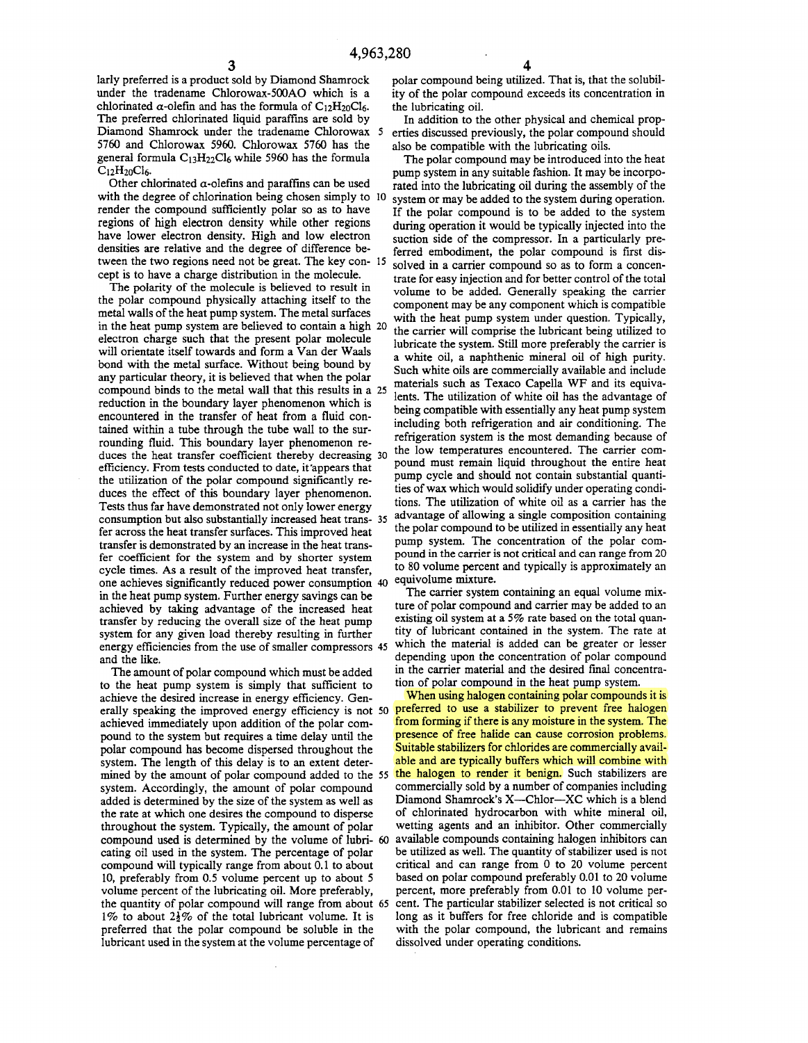larly preferred is a product sold by Diamond Shamrock under the tradename Chlorowax-500AO which is a chlorinated α-olefin and has the formula of $C_{12}H_{20}Cl_6$. The preferred chlorinated liquid paraffins are sold by Diamond Shamrock under the tradename Chlorowax 5760 and Chlorowax 5960. Chlorowax 5760 has the general formula $C_{13}H_{22}Cl_6$ while 5960 has the formula $C_{12}H_{20}Cl_6$.

Other chlorinated α-olefins and paraffins can be used with the degree of chlorination being chosen simply to render the compound sufficiently polar so as to have regions of high electron density while other regions have lower electron density. High and low electron densities are relative and the degree of difference between the two regions need not be great. The key concept is to have a charge distribution in the molecule.

The polarity of the molecule is believed to result in the polar compound physically attaching itself to the metal walls of the heat pump system. The metal surfaces in the heat pump system are believed to contain a high electron charge such that the present polar molecule will orientate itself towards and form a Van der Waals bond with the metal surface. Without being bound by any particular theory, it is believed that when the polar compound binds to the metal wall that this results in a reduction in the boundary layer phenomenon which is encountered in the transfer of heat from a fluid contained within a tube through the tube wall to the surrounding fluid. This boundary layer phenomenon reduces the heat transfer coefficient thereby decreasing efficiency. From tests conducted to date, it appears that the utilization of the polar compound significantly reduces the effect of this boundary layer phenomenon. Tests thus far have demonstrated not only lower energy consumption but also substantially increased heat transfer across the heat transfer surfaces. This improved heat transfer is demonstrated by an increase in the heat transfer coefficient for the system and by shorter system cycle times. As a result of the improved heat transfer, one achieves significantly reduced power consumption in the heat pump system. Further energy savings can be achieved by taking advantage of the increased heat transfer by reducing the overall size of the heat pump system for any given load thereby resulting in further energy efficiencies from the use of smaller compressors and the like.

The amount of polar compound which must be added to the heat pump system is simply that sufficient to achieve the desired increase in energy efficiency. Generally speaking the improved energy efficiency is not achieved immediately upon addition of the polar compound to the system but requires a time delay until the polar compound has become dispersed throughout the system. The length of this delay is to an extent determined by the amount of polar compound added to the system. Accordingly, the amount of polar compound added is determined by the size of the system as well as the rate at which one desires the compound to disperse throughout the system. Typically, the amount of polar compound used is determined by the volume of lubricating oil used in the system. The percentage of polar compound will typically range from about 0.1 to about 10, preferably from 0.5 volume percent up to about 5 volume percent of the lubricating oil. More preferably, the quantity of polar compound will range from about 1% to about 2½% of the total lubricant volume. It is preferred that the polar compound be soluble in the lubricant used in the system at the volume percentage of polar compound being utilized. That is, that the solubility of the polar compound exceeds its concentration in the lubricating oil.

In addition to the other physical and chemical properties discussed previously, the polar compound should also be compatible with the lubricating oils.

The polar compound may be introduced into the heat pump system in any suitable fashion. It may be incorporated into the lubricating oil during the assembly of the system or may be added to the system during operation. If the polar compound is to be added to the system during operation it would be typically injected into the suction side of the compressor. In a particularly preferred embodiment, the polar compound is first dissolved in a carrier compound so as to form a concentrate for easy injection and for better control of the total volume to be added. Generally speaking the carrier component may be any component which is compatible with the heat pump system under question. Typically, the carrier will comprise the lubricant being utilized to lubricate the system. Still more preferably the carrier is a white oil, a naphthenic mineral oil of high purity. Such white oils are commercially available and include materials such as Texaco Capella WF and its equivalents. The utilization of white oil has the advantage of being compatible with essentially any heat pump system including both refrigeration and air conditioning. The refrigeration system is the most demanding because of the low temperatures encountered. The carrier compound must remain liquid throughout the entire heat pump cycle and should not contain substantial quantities of wax which would solidify under operating conditions. The utilization of white oil as a carrier has the advantage of allowing a single composition containing the polar compound to be utilized in essentially any heat pump system. The concentration of the polar compound in the carrier is not critical and can range from 20 to 80 volume percent and typically is approximately an equivolume mixture.

The carrier system containing an equal volume mixture of polar compound and carrier may be added to an existing oil system at a 5% rate based on the total quantity of lubricant contained in the system. The rate at which the material is added can be greater or lesser depending upon the concentration of polar compound in the carrier material and the desired final concentration of polar compound in the heat pump system.

When using halogen containing polar compounds it is preferred to use a stabilizer to prevent free halogen from forming if there is any moisture in the system. The presence of free halide can cause corrosion problems. Suitable stabilizers for chlorides are commercially available and are typically buffers which will combine with the halogen to render it benign. Such stabilizers are commercially sold by a number of companies including Diamond Shamrock's X—Chlor—XC which is a blend of chlorinated hydrocarbon with white mineral oil, wetting agents and an inhibitor. Other commercially available compounds containing halogen inhibitors can be utilized as well. The quantity of stabilizer used is not critical and can range from 0 to 20 volume percent based on polar compound preferably 0.01 to 20 volume percent, more preferably from 0.01 to 10 volume percent. The particular stabilizer selected is not critical so long as it buffers for free chloride and is compatible with the polar compound, the lubricant and remains dissolved under operating conditions.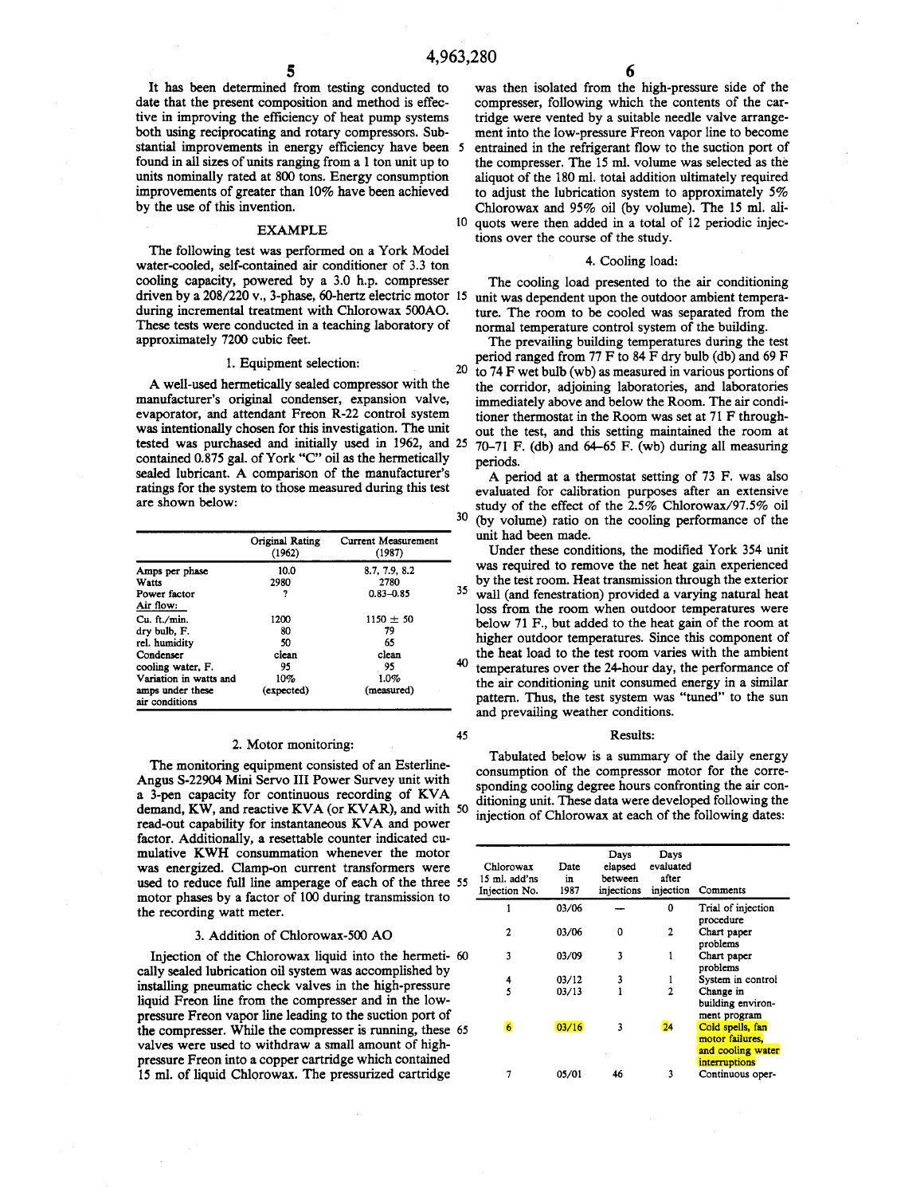It has been determined from testing conducted to date that the present composition and method is effective in improving the efficiency of heat pump systems both using reciprocating and rotary compressors. Substantial improvements in energy efficiency have been found in all sizes of units ranging from a 1 ton unit up to units nominally rated at 800 tons. Energy consumption improvements of greater than 10% have been achieved by the use of this invention.

## EXAMPLE

The following test was performed on a York Model water-cooled, self-contained air conditioner of 3.3 ton cooling capacity, powered by a 3.0 h.p. compresser driven by a 208/220 v., 3-phase, 60-hertz electric motor during incremental treatment with Chlorowax 500AO. These tests were conducted in a teaching laboratory of approximately 7200 cubic feet.

### 1. Equipment selection:

A well-used hermetically sealed compressor with the manufacturer's original condenser, expansion valve, evaporator, and attendant Freon R-22 control system was intentionally chosen for this investigation. The unit tested was purchased and initially used in 1962, and contained 0.875 gal. of York "C" oil as the hermetically sealed lubricant. A comparison of the manufacturer's ratings for the system to those measured during this test are shown below:

| | Original Rating (1962) | Current Measurement (1987) |
|---|---|---|
| Amps per phase | 10.0 | 8.7, 7.9, 8.2 |
| Watts | 2980 | 2780 |
| Power factor | ? | 0.83–0.85 |
| Air flow: | | |
| Cu. ft./min. | 1200 | 1150 ± 50 |
| dry bulb, F. | 80 | 79 |
| rel. humidity | 50 | 65 |
| Condenser | clean | clean |
| cooling water, F. | 95 | 95 |
| Variation in watts and amps under these air conditions | 10% (expected) | 1.0% (measured) |

### 2. Motor monitoring:

The monitoring equipment consisted of an Esterline-Angus S-22904 Mini Servo III Power Survey unit with a 3-pen capacity for continuous recording of KVA demand, KW, and reactive KVA (or KVAR), and with read-out capability for instantaneous KVA and power factor. Additionally, a resettable counter indicated cumulative KWH consummation whenever the motor was energized. Clamp-on current transformers were used to reduce full line amperage of each of the three motor phases by a factor of 100 during transmission to the recording watt meter.

### 3. Addition of Chlorowax-500 AO

Injection of the Chlorowax liquid into the hermetically sealed lubrication oil system was accomplished by installing pneumatic check valves in the high-pressure liquid Freon line from the compressor and in the low-pressure Freon vapor line leading to the suction port of the compressor. While the compressor is running, these valves were used to withdraw a small amount of high-pressure Freon into a copper cartridge which contained 15 ml. of liquid Chlorowax. The pressurized cartridge was then isolated from the high-pressure side of the compresser, following which the contents of the cartridge were vented by a suitable needle valve arrangement into the low-pressure Freon vapor line to become entrained in the refrigerant flow to the suction port of the compressor. The 15 ml. volume was selected as the aliquot of the 180 ml. total addition ultimately required to adjust the lubrication system to approximately 5% Chlorowax and 95% oil (by volume). The 15 ml. aliquots were then added in a total of 12 periodic injections over the course of the study.

### 4. Cooling load:

The cooling load presented to the air conditioning unit was dependent upon the outdoor ambient temperature. The room to be cooled was separated from the normal temperature control system of the building.

The prevailing building temperatures during the test period ranged from 77 F to 84 F dry bulb (db) and 69 F to 74 F wet bulb (wb) as measured in various portions of the corridor, adjoining laboratories, and laboratories immediately above and below the Room. The air conditioner thermostat in the Room was set at 71 F throughout the test, and this setting maintained the room at 70–71 F. (db) and 64–65 F. (wb) during all measuring periods.

A period at a thermostat setting of 73 F. was also evaluated for calibration purposes after an extensive study of the effect of the 2.5% Chlorowax/97.5% oil (by volume) ratio on the cooling performance of the unit had been made.

Under these conditions, the modified York 354 unit was required to remove the net heat gain experienced by the test room. Heat transmission through the exterior wall (and fenestration) provided a varying natural heat loss from the room when outdoor temperatures were below 71 F., but added to the heat gain of the room at higher outdoor temperatures. Since this component of the heat load to the test room varies with the ambient temperatures over the 24-hour day, the performance of the air conditioning unit consumed energy in a similar pattern. Thus, the test system was "tuned" to the sun and prevailing weather conditions.

### Results:

Tabulated below is a summary of the daily energy consumption of the compressor motor for the corresponding cooling degree hours confronting the air conditioning unit. These data were developed following the injection of Chlorowax at each of the following dates:

| Chlorowax 15 ml. add'ns Injection No. | Date in 1987 | Days elapsed between injections | Days evaluated after injection | Comments |
|---|---|---|---|---|
| 1 | 03/06 | — | 0 | Trial of injection procedure |
| 2 | 03/06 | 0 | 2 | Chart paper problems |
| 3 | 03/09 | 3 | 1 | Chart paper problems |
| 4 | 03/12 | 3 | 1 | System in control |
| 5 | 03/13 | 1 | 2 | Change in building environment program |
| 6 | 03/16 | 3 | 24 | Cold spells, fan motor failures, and cooling water interruptions |
| 7 | 05/01 | 46 | 3 | Continuous oper- |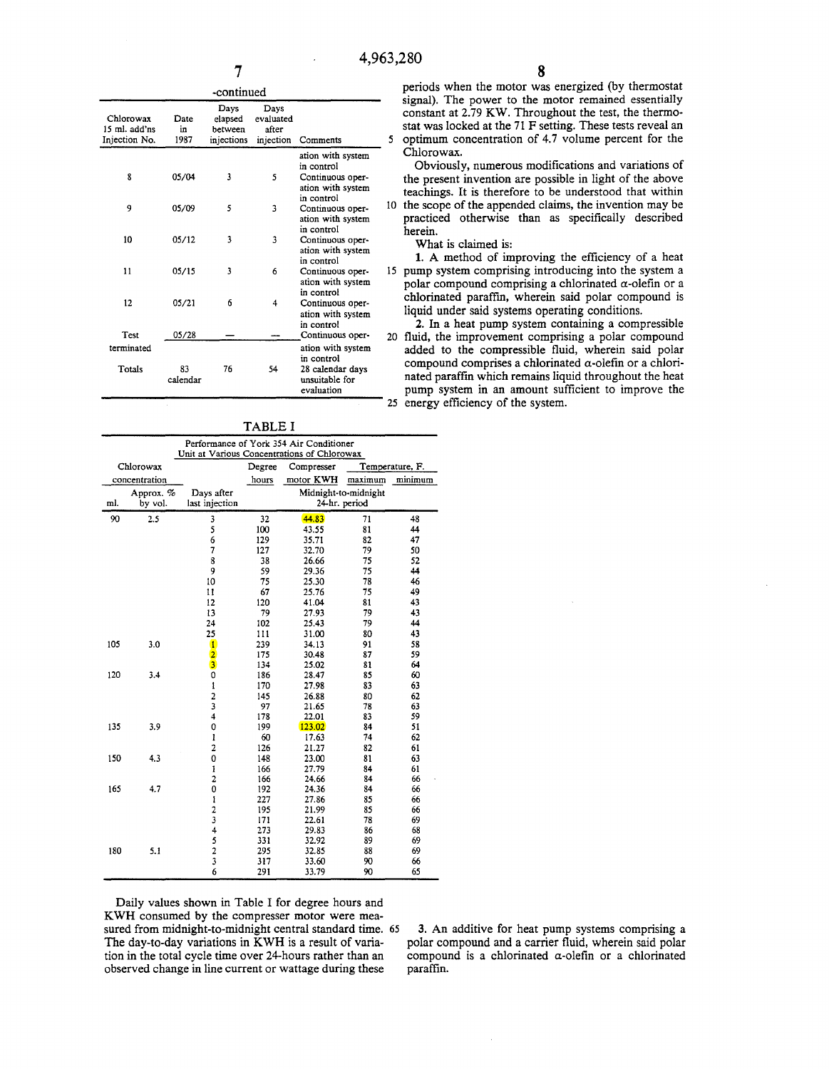-continued

| Chlorowax 15 ml. add'ns Injection No. | Date in 1987 | Days elapsed between injections | Days evaluated after injection | Comments |
|---|---|---|---|---|
| | | | | ation with system in control |
| 8 | 05/04 | 3 | 5 | Continuous operation with system in control |
| 9 | 05/09 | 5 | 3 | Continuous operation with system in control |
| 10 | 05/12 | 3 | 3 | Continuous operation with system in control |
| 11 | 05/15 | 3 | 6 | Continuous operation with system in control |
| 12 | 05/21 | 6 | 4 | Continuous operation with system in control |
| Test terminated | 05/28 | — | — | Continuous operation with system in control |
| Totals | 83 calendar | 76 | 54 | 28 calendar days unsuitable for evaluation |

TABLE I

Performance of York 354 Air Conditioner Unit at Various Concentrations of Chlorowax

| Chlorowax concentration | | | Degree hours | Compresser motor KWH | Temperature, F. maximum | Temperature, F. minimum |
|---|---|---|---|---|---|---|
| ml. | Approx. % by vol. | Days after last injection | Midnight-to-midnight 24-hr. period | | | |
| 90 | 2.5 | 3 | 32 | 44.83 | 71 | 48 |
| | | 5 | 100 | 43.55 | 81 | 44 |
| | | 6 | 129 | 35.71 | 82 | 47 |
| | | 7 | 127 | 32.70 | 79 | 50 |
| | | 8 | 38 | 26.66 | 75 | 52 |
| | | 9 | 59 | 29.36 | 75 | 44 |
| | | 10 | 75 | 25.30 | 78 | 46 |
| | | 11 | 67 | 25.76 | 75 | 49 |
| | | 12 | 120 | 41.04 | 81 | 43 |
| | | 13 | 79 | 27.93 | 79 | 43 |
| | | 24 | 102 | 25.43 | 79 | 44 |
| | | 25 | 111 | 31.00 | 80 | 43 |
| 105 | 3.0 | 1 | 239 | 34.13 | 91 | 58 |
| | | 2 | 175 | 30.48 | 87 | 59 |
| | | 3 | 134 | 25.02 | 81 | 64 |
| 120 | 3.4 | 0 | 186 | 28.47 | 85 | 60 |
| | | 1 | 170 | 27.98 | 83 | 63 |
| | | 2 | 145 | 26.88 | 80 | 62 |
| | | 3 | 97 | 21.65 | 78 | 63 |
| | | 4 | 178 | 22.01 | 83 | 59 |
| 135 | 3.9 | 0 | 199 | 123.02 | 84 | 51 |
| | | 1 | 60 | 17.63 | 74 | 62 |
| | | 2 | 126 | 21.27 | 82 | 61 |
| 150 | 4.3 | 0 | 148 | 23.00 | 81 | 63 |
| | | 1 | 166 | 27.79 | 84 | 61 |
| | | 2 | 166 | 24.66 | 84 | 66 |
| 165 | 4.7 | 0 | 192 | 24.36 | 84 | 66 |
| | | 1 | 227 | 27.86 | 85 | 66 |
| | | 2 | 195 | 21.99 | 85 | 66 |
| | | 3 | 171 | 22.61 | 78 | 69 |
| | | 4 | 273 | 29.83 | 86 | 68 |
| | | 5 | 331 | 32.92 | 89 | 69 |
| 180 | 5.1 | 2 | 295 | 32.85 | 88 | 69 |
| | | 3 | 317 | 33.60 | 90 | 66 |
| | | 6 | 291 | 33.79 | 90 | 65 |

Daily values shown in Table I for degree hours and KWH consumed by the compresser motor were measured from midnight-to-midnight central standard time. The day-to-day variations in KWH is a result of variation in the total cycle time over 24-hours rather than an observed change in line current or wattage during these periods when the motor was energized (by thermostat signal). The power to the motor remained essentially constant at 2.79 KW. Throughout the test, the thermostat was locked at the 71 F setting. These tests reveal an optimum concentration of 4.7 volume percent for the Chlorowax.

Obviously, numerous modifications and variations of the present invention are possible in light of the above teachings. It is therefore to be understood that within the scope of the appended claims, the invention may be practiced otherwise than as specifically described herein.

What is claimed is:

1. A method of improving the efficiency of a heat pump system comprising introducing into the system a polar compound comprising a chlorinated $\alpha$-olefin or a chlorinated paraffin, wherein said polar compound is liquid under said systems operating conditions.

2. In a heat pump system containing a compressible fluid, the improvement comprising a polar compound added to the compressible fluid, wherein said polar compound comprises a chlorinated $\alpha$-olefin or a chlorinated paraffin which remains liquid throughout the heat pump system in an amount sufficient to improve the energy efficiency of the system.

3. An additive for heat pump systems comprising a polar compound and a carrier fluid, wherein said polar compound is a chlorinated $\alpha$-olefin or a chlorinated paraffin.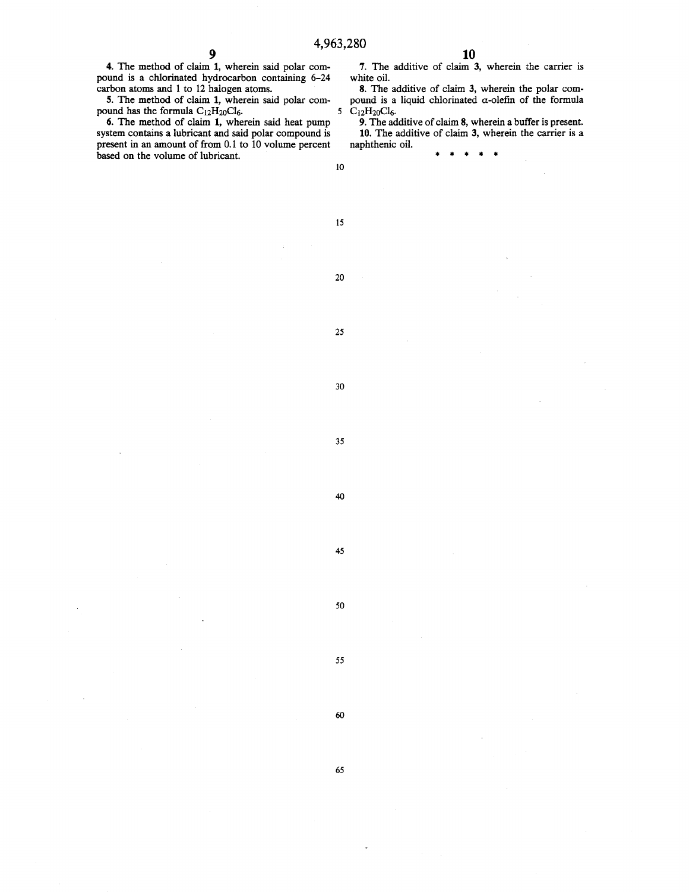4. The method of claim 1, wherein said polar compound is a chlorinated hydrocarbon containing 6–24 carbon atoms and 1 to 12 halogen atoms.

5. The method of claim 1, wherein said polar compound has the formula $C_{12}H_{20}Cl_6$.

6. The method of claim 1, wherein said heat pump system contains a lubricant and said polar compound is present in an amount of from 0.1 to 10 volume percent based on the volume of lubricant.

7. The additive of claim 3, wherein the carrier is white oil.

8. The additive of claim 3, wherein the polar compound is a liquid chlorinated α-olefin of the formula $C_{12}H_{20}Cl_6$.

9. The additive of claim 8, wherein a buffer is present.

10. The additive of claim 3, wherein the carrier is a naphthenic oil.

* * * * *